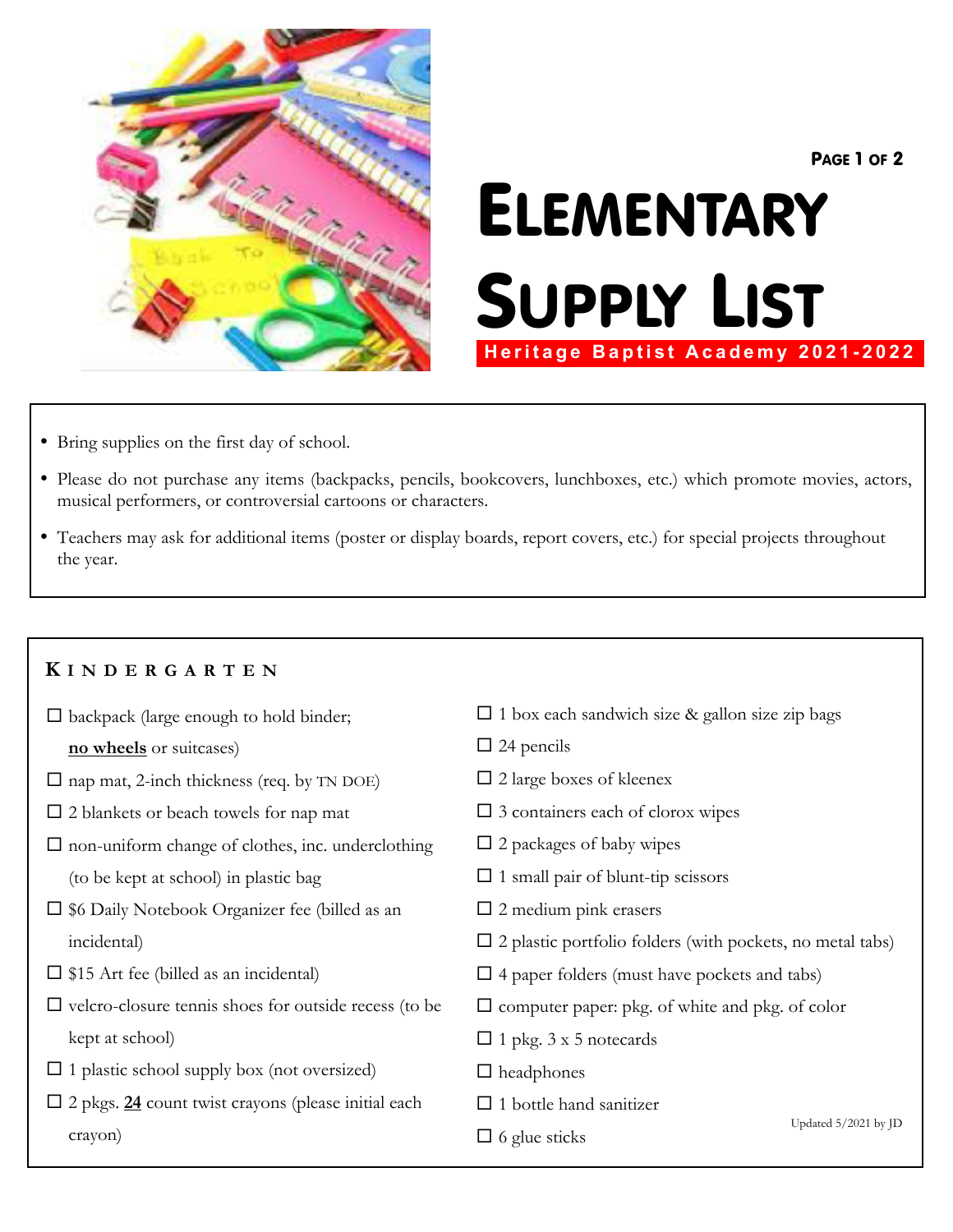# Elementary Supply List

**Heritage Baptist Academy 2021-2022**

- Bring supplies on the first day of school.
- Please do not purchase any items (backpacks, pencils, bookcovers, lunchboxes, etc.) which promote movies, actors, musical performers, or controversial cartoons or characters.
- Teachers may ask for additional items (poster or display boards, report covers, etc.) for special projects throughout the year.

## Kindergarten

- ☐ backpack (large enough to hold binder; **<u>no wheels</u>** or suitcases)
- ☐ nap mat, 2-inch thickness (req. by TN DOE)
- ☐ 2 blankets or beach towels for nap mat
- ☐ non-uniform change of clothes, inc. underclothing (to be kept at school) in plastic bag
- ☐ $6 Daily Notebook Organizer fee (billed as an incidental)
- ☐ $15 Art fee (billed as an incidental)
- ☐ velcro-closure tennis shoes for outside recess (to be kept at school)
- ☐ 1 plastic school supply box (not oversized)
- ☐ 2 pkgs. **<u>24</u>** count twist crayons (please initial each crayon)
- ☐ 1 box each sandwich size & gallon size zip bags
- ☐ 24 pencils
- ☐ 2 large boxes of kleenex
- ☐ 3 containers each of clorox wipes
- ☐ 2 packages of baby wipes
- ☐ 1 small pair of blunt-tip scissors
- ☐ 2 medium pink erasers
- ☐ 2 plastic portfolio folders (with pockets, no metal tabs)
- ☐ 4 paper folders (must have pockets and tabs)
- ☐ computer paper: pkg. of white and pkg. of color
- ☐ 1 pkg. 3 x 5 notecards
- ☐ headphones
- ☐ 1 bottle hand sanitizer
- ☐ 6 glue sticks

Updated 5/2021 by JD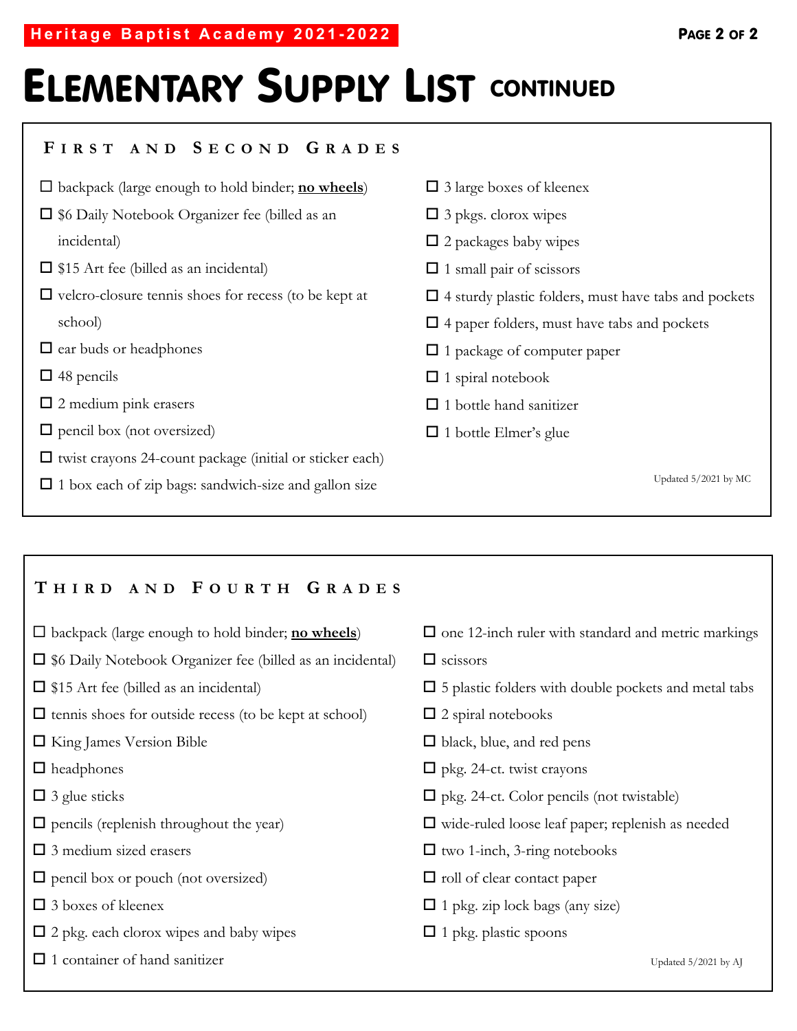# Elementary Supply List continued

## First and Second Grades

- ☐ backpack (large enough to hold binder; **no wheels**)
- ☐ $6 Daily Notebook Organizer fee (billed as an incidental)
- ☐ $15 Art fee (billed as an incidental)
- ☐ velcro-closure tennis shoes for recess (to be kept at school)
- ☐ ear buds or headphones
- ☐ 48 pencils
- ☐ 2 medium pink erasers
- ☐ pencil box (not oversized)
- ☐ twist crayons 24-count package (initial or sticker each)
- ☐ 1 box each of zip bags: sandwich-size and gallon size
- ☐ 3 large boxes of kleenex
- ☐ 3 pkgs. clorox wipes
- ☐ 2 packages baby wipes
- ☐ 1 small pair of scissors
- ☐ 4 sturdy plastic folders, must have tabs and pockets
- ☐ 4 paper folders, must have tabs and pockets
- ☐ 1 package of computer paper
- ☐ 1 spiral notebook
- ☐ 1 bottle hand sanitizer
- ☐ 1 bottle Elmer's glue

Updated 5/2021 by MC

## Third and Fourth Grades

- ☐ backpack (large enough to hold binder; **no wheels**)
- ☐ $6 Daily Notebook Organizer fee (billed as an incidental)
- ☐ $15 Art fee (billed as an incidental)
- ☐ tennis shoes for outside recess (to be kept at school)
- ☐ King James Version Bible
- ☐ headphones
- ☐ 3 glue sticks
- ☐ pencils (replenish throughout the year)
- ☐ 3 medium sized erasers
- ☐ pencil box or pouch (not oversized)
- ☐ 3 boxes of kleenex
- ☐ 2 pkg. each clorox wipes and baby wipes
- ☐ 1 container of hand sanitizer
- ☐ one 12-inch ruler with standard and metric markings
- ☐ scissors
- ☐ 5 plastic folders with double pockets and metal tabs
- ☐ 2 spiral notebooks
- ☐ black, blue, and red pens
- ☐ pkg. 24-ct. twist crayons
- ☐ pkg. 24-ct. Color pencils (not twistable)
- ☐ wide-ruled loose leaf paper; replenish as needed
- ☐ two 1-inch, 3-ring notebooks
- ☐ roll of clear contact paper
- ☐ 1 pkg. zip lock bags (any size)
- ☐ 1 pkg. plastic spoons

Updated 5/2021 by AJ